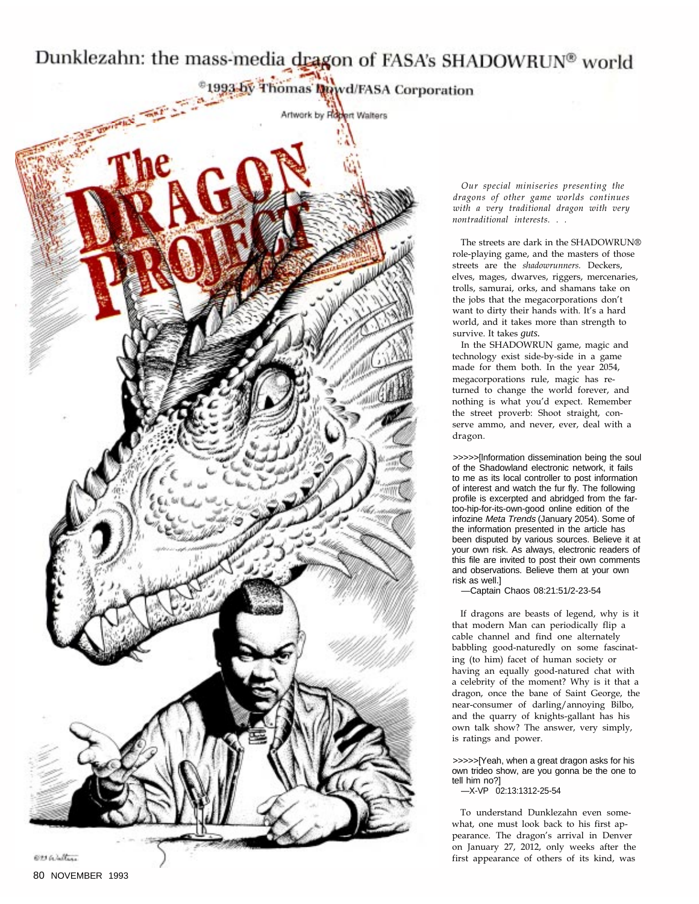# Dunklezahn: the mass-media dragon of FASA's SHADOWRUN® world

©1993 by Thomas Dowd/FASA Corporation

Artwork by Robert Walters

## The Dragon Project

*Our special miniseries presenting the dragons of other game worlds continues with a very traditional dragon with very nontraditional interests. . .*

The streets are dark in the SHADOWRUN® role-playing game, and the masters of those streets are the *shadowrunners.* Deckers, elves, mages, dwarves, riggers, mercenaries, trolls, samurai, orks, and shamans take on the jobs that the megacorporations don't want to dirty their hands with. It's a hard world, and it takes more than strength to survive. It takes *guts.*

In the SHADOWRUN game, magic and technology exist side-by-side in a game made for them both. In the year 2054, megacorporations rule, magic has returned to change the world forever, and nothing is what you'd expect. Remember the street proverb: Shoot straight, conserve ammo, and never, ever, deal with a dragon.

>>>>>[Information dissemination being the soul of the Shadowland electronic network, it fails to me as its local controller to post information of interest and watch the fur fly. The following profile is excerpted and abridged from the far-too-hip-for-its-own-good online edition of the infozine *Meta Trends* (January 2054). Some of the information presented in the article has been disputed by various sources. Believe it at your own risk. As always, electronic readers of this file are invited to post their own comments and observations. Believe them at your own risk as well.]

—Captain Chaos 08:21:51/2-23-54

If dragons are beasts of legend, why is it that modern Man can periodically flip a cable channel and find one alternately babbling good-naturedly on some fascinating (to him) facet of human society or having an equally good-natured chat with a celebrity of the moment? Why is it that a dragon, once the bane of Saint George, the near-consumer of darling/annoying Bilbo, and the quarry of knights-gallant has his own talk show? The answer, very simply, is ratings and power.

>>>>>[Yeah, when a great dragon asks for his own trideo show, are you gonna be the one to tell him no?]

—X-VP 02:13:1312-25-54

To understand Dunklezahn even somewhat, one must look back to his first appearance. The dragon's arrival in Denver on January 27, 2012, only weeks after the first appearance of others of its kind, was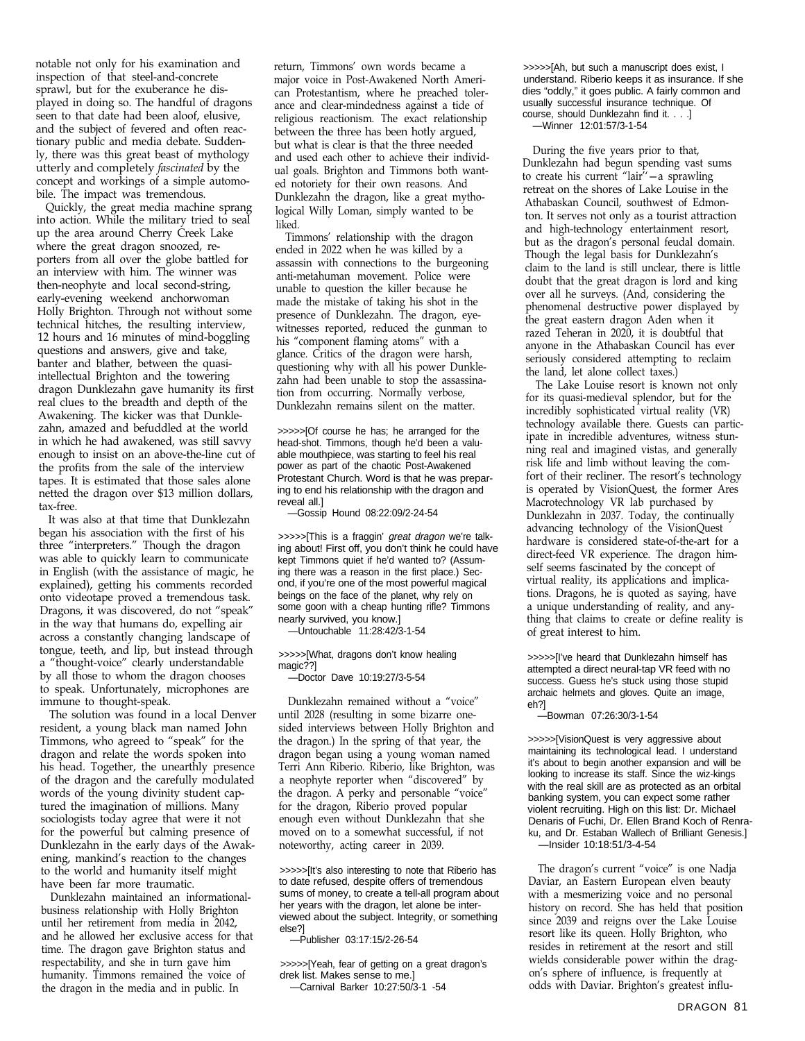notable not only for his examination and inspection of that steel-and-concrete sprawl, but for the exuberance he displayed in doing so. The handful of dragons seen to that date had been aloof, elusive, and the subject of fevered and often reactionary public and media debate. Suddenly, there was this great beast of mythology utterly and completely *fascinated* by the concept and workings of a simple automobile. The impact was tremendous.

Quickly, the great media machine sprang into action. While the military tried to seal up the area around Cherry Creek Lake where the great dragon snoozed, reporters from all over the globe battled for an interview with him. The winner was then-neophyte and local second-string, early-evening weekend anchorwoman Holly Brighton. Through not without some technical hitches, the resulting interview, 12 hours and 16 minutes of mind-boggling questions and answers, give and take, banter and blather, between the quasi-intellectual Brighton and the towering dragon Dunklezahn gave humanity its first real clues to the breadth and depth of the Awakening. The kicker was that Dunklezahn, amazed and befuddled at the world in which he had awakened, was still savvy enough to insist on an above-the-line cut of the profits from the sale of the interview tapes. It is estimated that those sales alone netted the dragon over $13 million dollars, tax-free.

It was also at that time that Dunklezahn began his association with the first of his three "interpreters." Though the dragon was able to quickly learn to communicate in English (with the assistance of magic, he explained), getting his comments recorded onto videotape proved a tremendous task. Dragons, it was discovered, do not "speak" in the way that humans do, expelling air across a constantly changing landscape of tongue, teeth, and lip, but instead through a "thought-voice" clearly understandable by all those to whom the dragon chooses to speak. Unfortunately, microphones are immune to thought-speak.

The solution was found in a local Denver resident, a young black man named John Timmons, who agreed to "speak" for the dragon and relate the words spoken into his head. Together, the unearthly presence of the dragon and the carefully modulated words of the young divinity student captured the imagination of millions. Many sociologists today agree that were it not for the powerful but calming presence of Dunklezahn in the early days of the Awakening, mankind's reaction to the changes to the world and humanity itself might have been far more traumatic.

Dunklezahn maintained an informational-business relationship with Holly Brighton until her retirement from media in 2042, and he allowed her exclusive access for that time. The dragon gave Brighton status and respectability, and she in turn gave him humanity. Timmons remained the voice of the dragon in the media and in public. In return, Timmons' own words became a major voice in Post-Awakened North American Protestantism, where he preached tolerance and clear-mindedness against a tide of religious reactionism. The exact relationship between the three has been hotly argued, but what is clear is that the three needed and used each other to achieve their individual goals. Brighton and Timmons both wanted notoriety for their own reasons. And Dunklezahn the dragon, like a great mythological Willy Loman, simply wanted to be liked.

Timmons' relationship with the dragon ended in 2022 when he was killed by a assassin with connections to the burgeoning anti-metahuman movement. Police were unable to question the killer because he made the mistake of taking his shot in the presence of Dunklezahn. The dragon, eyewitnesses reported, reduced the gunman to his "component flaming atoms" with a glance. Critics of the dragon were harsh, questioning why with all his power Dunklezahn had been unable to stop the assassination from occurring. Normally verbose, Dunklezahn remains silent on the matter.

>>>>>[Of course he has; he arranged for the head-shot. Timmons, though he'd been a valuable mouthpiece, was starting to feel his real power as part of the chaotic Post-Awakened Protestant Church. Word is that he was preparing to end his relationship with the dragon and reveal all.]

—Gossip Hound 08:22:09/2-24-54

>>>>>[This is a fraggin' *great dragon* we're talking about! First off, you don't think he could have kept Timmons quiet if he'd wanted to? (Assuming there was a reason in the first place.) Second, if you're one of the most powerful magical beings on the face of the planet, why rely on some goon with a cheap hunting rifle? Timmons nearly survived, you know.]

—Untouchable 11:28:42/3-1-54

>>>>>[What, dragons don't know healing magic??]

—Doctor Dave 10:19:27/3-5-54

Dunklezahn remained without a "voice" until 2028 (resulting in some bizarre one-sided interviews between Holly Brighton and the dragon.) In the spring of that year, the dragon began using a young woman named Terri Ann Riberio. Riberio, like Brighton, was a neophyte reporter when "discovered" by the dragon. A perky and personable "voice" for the dragon, Riberio proved popular enough even without Dunklezahn that she moved on to a somewhat successful, if not noteworthy, acting career in 2039.

>>>>>[It's also interesting to note that Riberio has to date refused, despite offers of tremendous sums of money, to create a tell-all program about her years with the dragon, let alone be interviewed about the subject. Integrity, or something else?]

—Publisher 03:17:15/2-26-54

>>>>>[Yeah, fear of getting on a great dragon's drek list. Makes sense to me.]

—Carnival Barker 10:27:50/3-1 -54

>>>>>[Ah, but such a manuscript does exist, I understand. Riberio keeps it as insurance. If she dies "oddly," it goes public. A fairly common and usually successful insurance technique. Of course, should Dunklezahn find it. . . .]

—Winner 12:01:57/3-1-54

During the five years prior to that, Dunklezahn had begun spending vast sums to create his current "lair"—a sprawling retreat on the shores of Lake Louise in the Athabaskan Council, southwest of Edmonton. It serves not only as a tourist attraction and high-technology entertainment resort, but as the dragon's personal feudal domain. Though the legal basis for Dunklezahn's claim to the land is still unclear, there is little doubt that the great dragon is lord and king over all he surveys. (And, considering the phenomenal destructive power displayed by the great eastern dragon Aden when it razed Teheran in 2020, it is doubtful that anyone in the Athabaskan Council has ever seriously considered attempting to reclaim the land, let alone collect taxes.)

The Lake Louise resort is known not only for its quasi-medieval splendor, but for the incredibly sophisticated virtual reality (VR) technology available there. Guests can participate in incredible adventures, witness stunning real and imagined vistas, and generally risk life and limb without leaving the comfort of their recliner. The resort's technology is operated by VisionQuest, the former Ares Macrotechnology VR lab purchased by Dunklezahn in 2037. Today, the continually advancing technology of the VisionQuest hardware is considered state-of-the-art for a direct-feed VR experience. The dragon himself seems fascinated by the concept of virtual reality, its applications and implications. Dragons, he is quoted as saying, have a unique understanding of reality, and anything that claims to create or define reality is of great interest to him.

>>>>>[I've heard that Dunklezahn himself has attempted a direct neural-tap VR feed with no success. Guess he's stuck using those stupid archaic helmets and gloves. Quite an image, eh?]

—Bowman 07:26:30/3-1-54

>>>>>[VisionQuest is very aggressive about maintaining its technological lead. I understand it's about to begin another expansion and will be looking to increase its staff. Since the wiz-kings with the real skill are as protected as an orbital banking system, you can expect some rather violent recruiting. High on this list: Dr. Michael Denaris of Fuchi, Dr. Ellen Brand Koch of Renraku, and Dr. Estaban Wallech of Brilliant Genesis.]

—Insider 10:18:51/3-4-54

The dragon's current "voice" is one Nadja Daviar, an Eastern European elven beauty with a mesmerizing voice and no personal history on record. She has held that position since 2039 and reigns over the Lake Louise resort like its queen. Holly Brighton, who resides in retirement at the resort and still wields considerable power within the dragon's sphere of influence, is frequently at odds with Daviar. Brighton's greatest influ-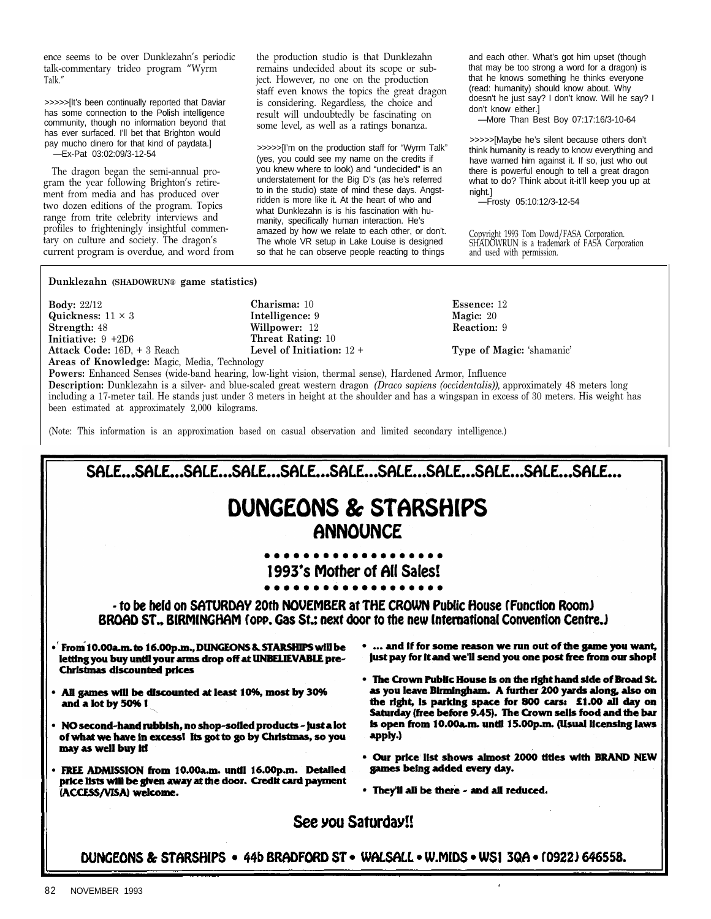ence seems to be over Dunklezahn's periodic talk-commentary trideo program "Wyrm Talk."

>>>>>[It's been continually reported that Daviar has some connection to the Polish intelligence community, though no information beyond that has ever surfaced. I'll bet that Brighton would pay mucho dinero for that kind of paydata.]
—Ex-Pat 03:02:09/3-12-54

The dragon began the semi-annual program the year following Brighton's retirement from media and has produced over two dozen editions of the program. Topics range from trite celebrity interviews and profiles to frighteningly insightful commentary on culture and society. The dragon's current program is overdue, and word from the production studio is that Dunklezahn remains undecided about its scope or subject. However, no one on the production staff even knows the topics the great dragon is considering. Regardless, the choice and result will undoubtedly be fascinating on some level, as well as a ratings bonanza.

>>>>>[I'm on the production staff for "Wyrm Talk" (yes, you could see my name on the credits if you knew where to look) and "undecided" is an understatement for the Big D's (as he's referred to in the studio) state of mind these days. Angst-ridden is more like it. At the heart of who and what Dunklezahn is is his fascination with humanity, specifically human interaction. He's amazed by how we relate to each other, or don't. The whole VR setup in Lake Louise is designed so that he can observe people reacting to things and each other. What's got him upset (though that may be too strong a word for a dragon) is that he knows something he thinks everyone (read: humanity) should know about. Why doesn't he just say? I don't know. Will he say? I don't know either.]
—More Than Best Boy 07:17:16/3-10-64

>>>>>[Maybe he's silent because others don't think humanity is ready to know everything and have warned him against it. If so, just who out there is powerful enough to tell a great dragon what to do? Think about it-it'll keep you up at night.]
—Frosty 05:10:12/3-12-54

Copyright 1993 Tom Dowd/FASA Corporation. SHADOWRUN is a trademark of FASA Corporation and used with permission.

**Dunklezahn (SHADOWRUN® game statistics)**

**Body:** 22/12
**Quickness:** 11 × 3
**Strength:** 48
**Initiative:** 9 +2D6
**Attack Code:** 16D, + 3 Reach
**Charisma:** 10
**Intelligence:** 9
**Willpower:** 12
**Threat Rating:** 10
**Level of Initiation:** 12 +
**Essence:** 12
**Magic:** 20
**Reaction:** 9
**Type of Magic:** 'shamanic'
**Areas of Knowledge:** Magic, Media, Technology
**Powers:** Enhanced Senses (wide-band hearing, low-light vision, thermal sense), Hardened Armor, Influence
**Description:** Dunklezahn is a silver- and blue-scaled great western dragon *(Draco sapiens (occidentalis)),* approximately 48 meters long including a 17-meter tail. He stands just under 3 meters in height at the shoulder and has a wingspan in excess of 30 meters. His weight has been estimated at approximately 2,000 kilograms.

(Note: This information is an approximation based on casual observation and limited secondary intelligence.)

**SALE...SALE...SALE...SALE...SALE...SALE...SALE...SALE...SALE...SALE...SALE...**

# DUNGEONS & STARSHIPS
## ANNOUNCE

## 1993's Mother of All Sales!

**- to be held on SATURDAY 20th NOVEMBER at THE CROWN Public House (Function Room) BROAD ST., BIRMINGHAM (opp. Gas St.: next door to the new International Convention Centre.)**

- **From 10.00a.m. to 16.00p.m., DUNGEONS & STARSHIPS will be letting you buy until your arms drop off at UNBELIEVABLE pre-Christmas discounted prices**
- **All games will be discounted at least 10%, most by 30% and a lot by 50% !**
- **NO second-hand rubbish, no shop-soiled products - just a lot of what we have in excess! Its got to go by Christmas, so you may as well buy it!**
- **FREE ADMISSION from 10.00a.m. until 16.00p.m. Detailed price lists will be given away at the door. Credit card payment (ACCESS/VISA) welcome.**
- **... and if for some reason we run out of the game you want, just pay for it and we'll send you one post free from our shop!**
- **The Crown Public House is on the right hand side of Broad St. as you leave Birmingham. A further 200 yards along, also on the right, is parking space for 800 cars: £1.00 all day on Saturday (free before 9.45). The Crown sells food and the bar is open from 10.00a.m. until 15.00p.m. (Usual licensing laws apply.)**
- **Our price list shows almost 2000 titles with BRAND NEW games being added every day.**
- **They'll all be there - and all reduced.**

**See you Saturday!!**

**DUNGEONS & STARSHIPS • 44b BRADFORD ST • WALSALL • W.MIDS • WS1 3QA • (0922) 646558.**